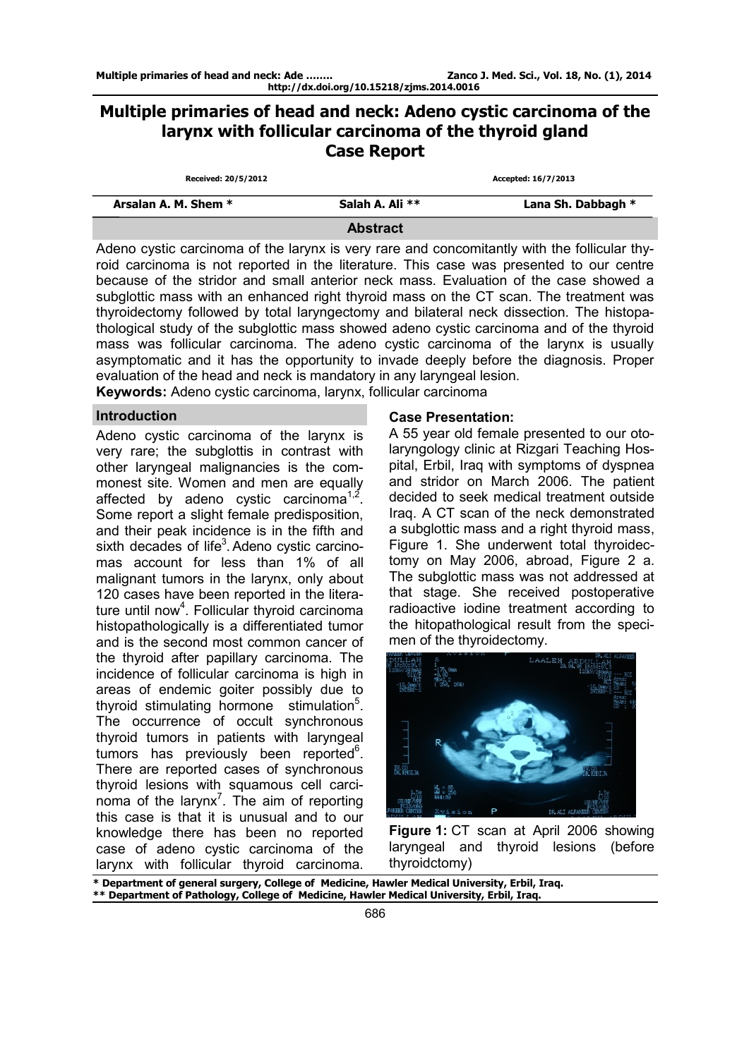# Multiple primaries of head and neck: Adeno cystic carcinoma of the larynx with follicular carcinoma of the thyroid gland

## Case Report

Received: 20/5/2012 Accepted: 16/7/2013

| Arsalan A. M. Shem * | Salah A. Ali ** | Lana Sh. Dabbagh * |
|---|---|---|

## Abstract

Adeno cystic carcinoma of the larynx is very rare and concomitantly with the follicular thyroid carcinoma is not reported in the literature. This case was presented to our centre because of the stridor and small anterior neck mass. Evaluation of the case showed a subglottic mass with an enhanced right thyroid mass on the CT scan. The treatment was thyroidectomy followed by total laryngectomy and bilateral neck dissection. The histopathological study of the subglottic mass showed adeno cystic carcinoma and of the thyroid mass was follicular carcinoma. The adeno cystic carcinoma of the larynx is usually asymptomatic and it has the opportunity to invade deeply before the diagnosis. Proper evaluation of the head and neck is mandatory in any laryngeal lesion.

**Keywords:** Adeno cystic carcinoma, larynx, follicular carcinoma

## Introduction

Adeno cystic carcinoma of the larynx is very rare; the subglottis in contrast with other laryngeal malignancies is the commonest site. Women and men are equally affected by adeno cystic carcinoma[1,2]. Some report a slight female predisposition, and their peak incidence is in the fifth and sixth decades of life[3]. Adeno cystic carcinomas account for less than 1% of all malignant tumors in the larynx, only about 120 cases have been reported in the literature until now[4]. Follicular thyroid carcinoma histopathologically is a differentiated tumor and is the second most common cancer of the thyroid after papillary carcinoma. The incidence of follicular carcinoma is high in areas of endemic goiter possibly due to thyroid stimulating hormone stimulation[5]. The occurrence of occult synchronous thyroid tumors in patients with laryngeal tumors has previously been reported[6]. There are reported cases of synchronous thyroid lesions with squamous cell carcinoma of the larynx[7]. The aim of reporting this case is that it is unusual and to our knowledge there has been no reported case of adeno cystic carcinoma of the larynx with follicular thyroid carcinoma.

### Case Presentation:

A 55 year old female presented to our otolaryngology clinic at Rizgari Teaching Hospital, Erbil, Iraq with symptoms of dyspnea and stridor on March 2006. The patient decided to seek medical treatment outside Iraq. A CT scan of the neck demonstrated a subglottic mass and a right thyroid mass, Figure 1. She underwent total thyroidectomy on May 2006, abroad, Figure 2 a. The subglottic mass was not addressed at that stage. She received postoperative radioactive iodine treatment according to the hitopathological result from the specimen of the thyroidectomy.

**Figure 1:** CT scan at April 2006 showing laryngeal and thyroid lesions (before thyroidctomy)

\* Department of general surgery, College of Medicine, Hawler Medical University, Erbil, Iraq.
\** Department of Pathology, College of Medicine, Hawler Medical University, Erbil, Iraq.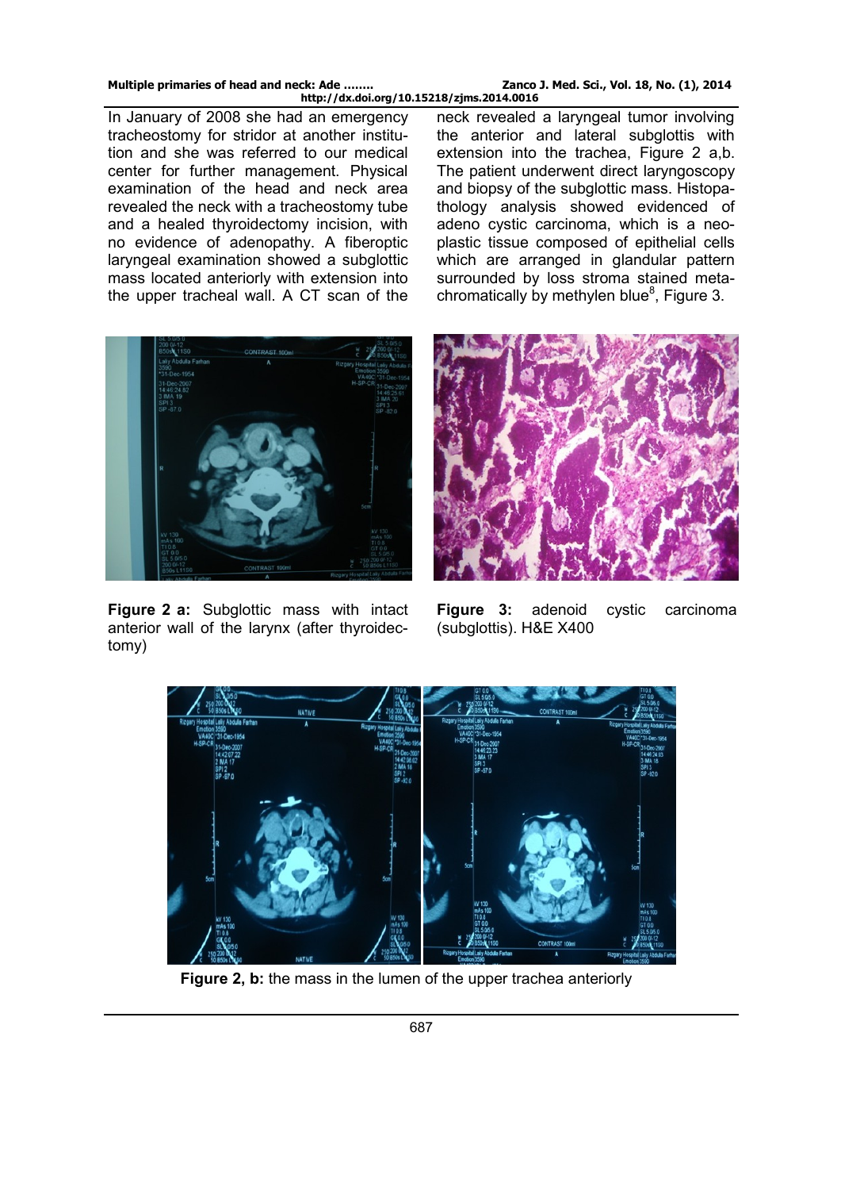In January of 2008 she had an emergency tracheostomy for stridor at another institution and she was referred to our medical center for further management. Physical examination of the head and neck area revealed the neck with a tracheostomy tube and a healed thyroidectomy incision, with no evidence of adenopathy. A fiberoptic laryngeal examination showed a subglottic mass located anteriorly with extension into the upper tracheal wall. A CT scan of the neck revealed a laryngeal tumor involving the anterior and lateral subglottis with extension into the trachea, Figure 2 a,b. The patient underwent direct laryngoscopy and biopsy of the subglottic mass. Histopathology analysis showed evidenced of adeno cystic carcinoma, which is a neoplastic tissue composed of epithelial cells which are arranged in glandular pattern surrounded by loss stroma stained metachromatically by methylen blue[8], Figure 3.

**Figure 2 a:** Subglottic mass with intact anterior wall of the larynx (after thyroidectomy)

**Figure 3:** adenoid cystic carcinoma (subglottis). H&E X400

**Figure 2, b:** the mass in the lumen of the upper trachea anteriorly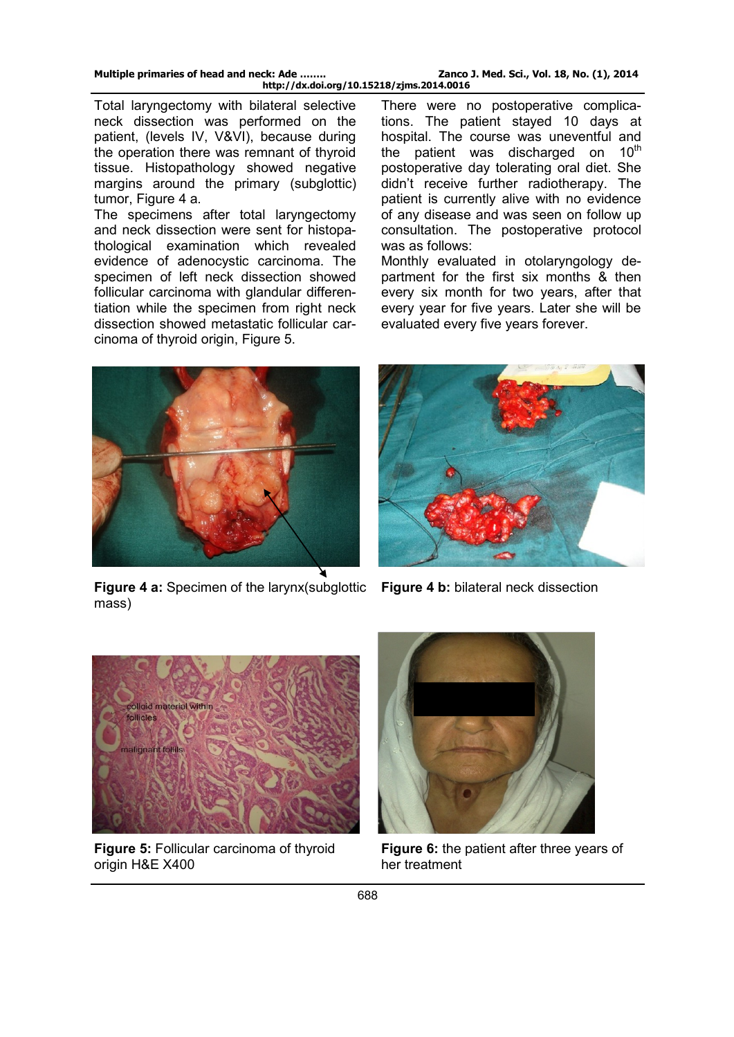Total laryngectomy with bilateral selective neck dissection was performed on the patient, (levels IV, V&VI), because during the operation there was remnant of thyroid tissue. Histopathology showed negative margins around the primary (subglottic) tumor, Figure 4 a.

The specimens after total laryngectomy and neck dissection were sent for histopathological examination which revealed evidence of adenocystic carcinoma. The specimen of left neck dissection showed follicular carcinoma with glandular differentiation while the specimen from right neck dissection showed metastatic follicular carcinoma of thyroid origin, Figure 5.

There were no postoperative complications. The patient stayed 10 days at hospital. The course was uneventful and the patient was discharged on 10th postoperative day tolerating oral diet. She didn't receive further radiotherapy. The patient is currently alive with no evidence of any disease and was seen on follow up consultation. The postoperative protocol was as follows:

Monthly evaluated in otolaryngology department for the first six months & then every six month for two years, after that every year for five years. Later she will be evaluated every five years forever.

**Figure 4 a:** Specimen of the larynx(subglottic mass)

**Figure 4 b:** bilateral neck dissection

**Figure 5:** Follicular carcinoma of thyroid origin H&E X400

**Figure 6:** the patient after three years of her treatment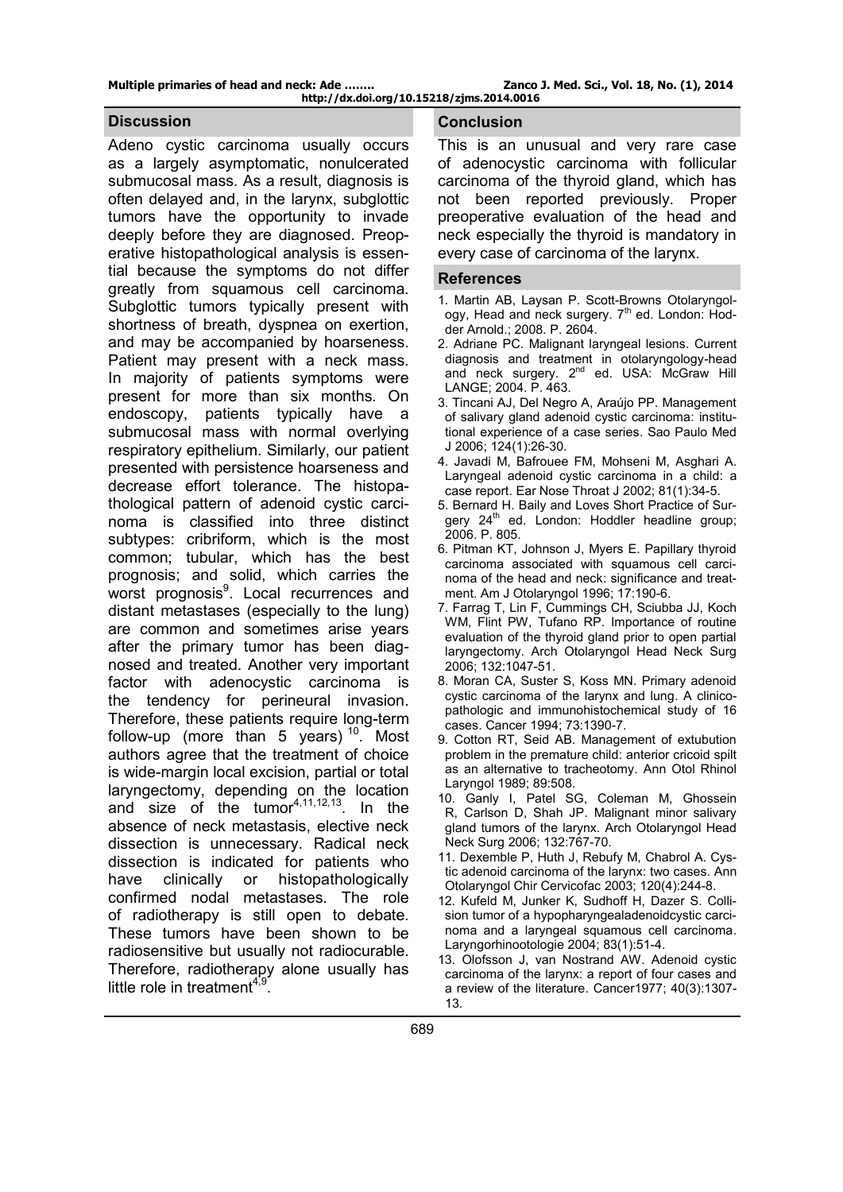## Discussion

Adeno cystic carcinoma usually occurs as a largely asymptomatic, nonulcerated submucosal mass. As a result, diagnosis is often delayed and, in the larynx, subglottic tumors have the opportunity to invade deeply before they are diagnosed. Preoperative histopathological analysis is essential because the symptoms do not differ greatly from squamous cell carcinoma. Subglottic tumors typically present with shortness of breath, dyspnea on exertion, and may be accompanied by hoarseness. Patient may present with a neck mass. In majority of patients symptoms were present for more than six months. On endoscopy, patients typically have a submucosal mass with normal overlying respiratory epithelium. Similarly, our patient presented with persistence hoarseness and decrease effort tolerance. The histopathological pattern of adenoid cystic carcinoma is classified into three distinct subtypes: cribriform, which is the most common; tubular, which has the best prognosis; and solid, which carries the worst prognosis[9]. Local recurrences and distant metastases (especially to the lung) are common and sometimes arise years after the primary tumor has been diagnosed and treated. Another very important factor with adenocystic carcinoma is the tendency for perineural invasion. Therefore, these patients require long-term follow-up (more than 5 years)[10]. Most authors agree that the treatment of choice is wide-margin local excision, partial or total laryngectomy, depending on the location and size of the tumor[4,11,12,13]. In the absence of neck metastasis, elective neck dissection is unnecessary. Radical neck dissection is indicated for patients who have clinically or histopathologically confirmed nodal metastases. The role of radiotherapy is still open to debate. These tumors have been shown to be radiosensitive but usually not radiocurable. Therefore, radiotherapy alone usually has little role in treatment[4,9].

## Conclusion

This is an unusual and very rare case of adenocystic carcinoma with follicular carcinoma of the thyroid gland, which has not been reported previously. Proper preoperative evaluation of the head and neck especially the thyroid is mandatory in every case of carcinoma of the larynx.

## References

1. Martin AB, Laysan P. Scott-Browns Otolaryngology, Head and neck surgery. 7th ed. London: Hodder Arnold.; 2008. P. 2604.
2. Adriane PC. Malignant laryngeal lesions. Current diagnosis and treatment in otolaryngology-head and neck surgery. 2nd ed. USA: McGraw Hill LANGE; 2004. P. 463.
3. Tincani AJ, Del Negro A, Araújo PP. Management of salivary gland adenoid cystic carcinoma: institutional experience of a case series. Sao Paulo Med J 2006; 124(1):26-30.
4. Javadi M, Bafrouee FM, Mohseni M, Asghari A. Laryngeal adenoid cystic carcinoma in a child: a case report. Ear Nose Throat J 2002; 81(1):34-5.
5. Bernard H. Baily and Loves Short Practice of Surgery 24th ed. London: Hoddler headline group; 2006. P. 805.
6. Pitman KT, Johnson J, Myers E. Papillary thyroid carcinoma associated with squamous cell carcinoma of the head and neck: significance and treatment. Am J Otolaryngol 1996; 17:190-6.
7. Farrag T, Lin F, Cummings CH, Sciubba JJ, Koch WM, Flint PW, Tufano RP. Importance of routine evaluation of the thyroid gland prior to open partial laryngectomy. Arch Otolaryngol Head Neck Surg 2006; 132:1047-51.
8. Moran CA, Suster S, Koss MN. Primary adenoid cystic carcinoma of the larynx and lung. A clinicopathologic and immunohistochemical study of 16 cases. Cancer 1994; 73:1390-7.
9. Cotton RT, Seid AB. Management of extubution problem in the premature child: anterior cricoid spilt as an alternative to tracheotomy. Ann Otol Rhinol Laryngol 1989; 89:508.
10. Ganly I, Patel SG, Coleman M, Ghossein R, Carlson D, Shah JP. Malignant minor salivary gland tumors of the larynx. Arch Otolaryngol Head Neck Surg 2006; 132:767-70.
11. Dexemble P, Huth J, Rebufy M, Chabrol A. Cystic adenoid carcinoma of the larynx: two cases. Ann Otolaryngol Chir Cervicofac 2003; 120(4):244-8.
12. Kufeld M, Junker K, Sudhoff H, Dazer S. Collision tumor of a hypopharyngealadenoidcystic carcinoma and a laryngeal squamous cell carcinoma. Laryngorhinootologie 2004; 83(1):51-4.
13. Olofsson J, van Nostrand AW. Adenoid cystic carcinoma of the larynx: a report of four cases and a review of the literature. Cancer1977; 40(3):1307-13.